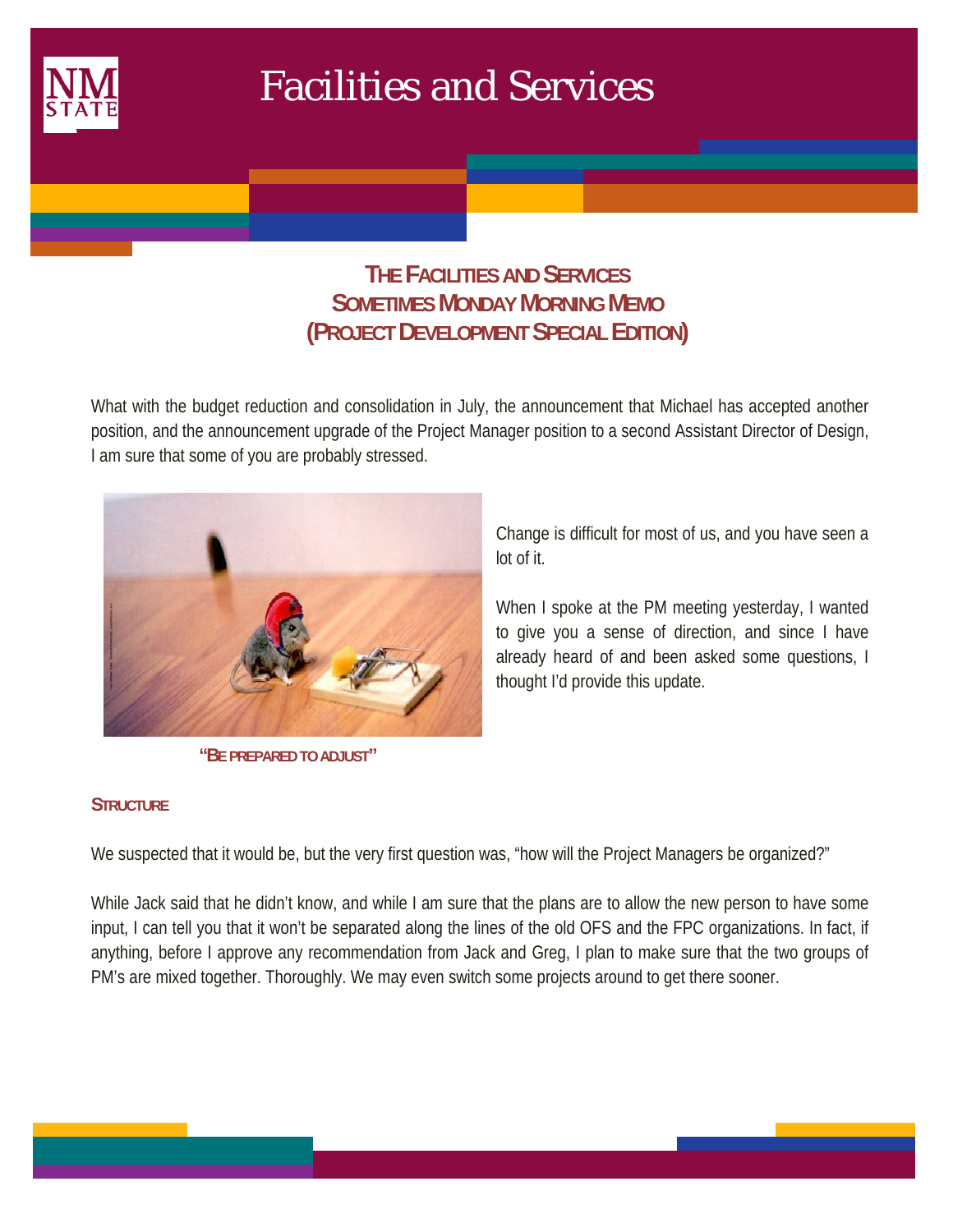# Facilities and Services

## THE FACILITIES AND SERVICES SOMETIMES MONDAY MORNING MEMO (PROJECT DEVELOPMENT SPECIAL EDITION)

What with the budget reduction and consolidation in July, the announcement that Michael has accepted another position, and the announcement upgrade of the Project Manager position to a second Assistant Director of Design, I am sure that some of you are probably stressed.

"BE PREPARED TO ADJUST"

Change is difficult for most of us, and you have seen a lot of it.

When I spoke at the PM meeting yesterday, I wanted to give you a sense of direction, and since I have already heard of and been asked some questions, I thought I'd provide this update.

### STRUCTURE

We suspected that it would be, but the very first question was, "how will the Project Managers be organized?"

While Jack said that he didn't know, and while I am sure that the plans are to allow the new person to have some input, I can tell you that it won't be separated along the lines of the old OFS and the FPC organizations. In fact, if anything, before I approve any recommendation from Jack and Greg, I plan to make sure that the two groups of PM's are mixed together. Thoroughly. We may even switch some projects around to get there sooner.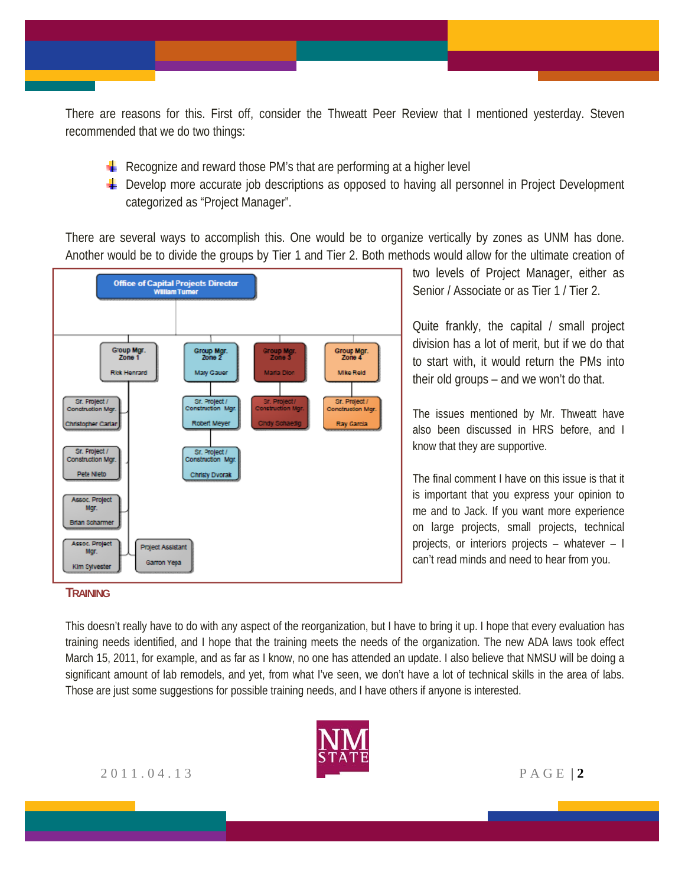There are reasons for this. First off, consider the Thweatt Peer Review that I mentioned yesterday. Steven recommended that we do two things:

- Recognize and reward those PM's that are performing at a higher level
- Develop more accurate job descriptions as opposed to having all personnel in Project Development categorized as "Project Manager".

There are several ways to accomplish this. One would be to organize vertically by zones as UNM has done. Another would be to divide the groups by Tier 1 and Tier 2. Both methods would allow for the ultimate creation of two levels of Project Manager, either as Senior / Associate or as Tier 1 / Tier 2.

Office of Capital Projects Director
William Turner

Group Mgr. Zone 1 – Rick Henrard
- Sr. Project / Construction Mgr. – Christopher Carlar
- Sr. Project / Construction Mgr. – Pete Nieto
- Assoc. Project Mgr. – Brian Scharmer
- Assoc. Project Mgr. – Kim Sylvester
- Project Assistant – Garron Yepa

Group Mgr. Zone 2 – Mary Gauer
- Sr. Project / Construction Mgr. – Robert Meyer
- Sr. Project / Construction Mgr. – Christy Dvorak

Group Mgr. Zone 3 – Maria Dion
- Sr. Project / Construction Mgr. – Cindy Schaedig

Group Mgr. Zone 4 – Mike Reid
- Sr. Project / Construction Mgr. – Ray Garcia

Quite frankly, the capital / small project division has a lot of merit, but if we do that to start with, it would return the PMs into their old groups – and we won't do that.

The issues mentioned by Mr. Thweatt have also been discussed in HRS before, and I know that they are supportive.

The final comment I have on this issue is that it is important that you express your opinion to me and to Jack. If you want more experience on large projects, small projects, technical projects, or interiors projects – whatever – I can't read minds and need to hear from you.

## TRAINING

This doesn't really have to do with any aspect of the reorganization, but I have to bring it up. I hope that every evaluation has training needs identified, and I hope that the training meets the needs of the organization. The new ADA laws took effect March 15, 2011, for example, and as far as I know, no one has attended an update. I also believe that NMSU will be doing a significant amount of lab remodels, and yet, from what I've seen, we don't have a lot of technical skills in the area of labs. Those are just some suggestions for possible training needs, and I have others if anyone is interested.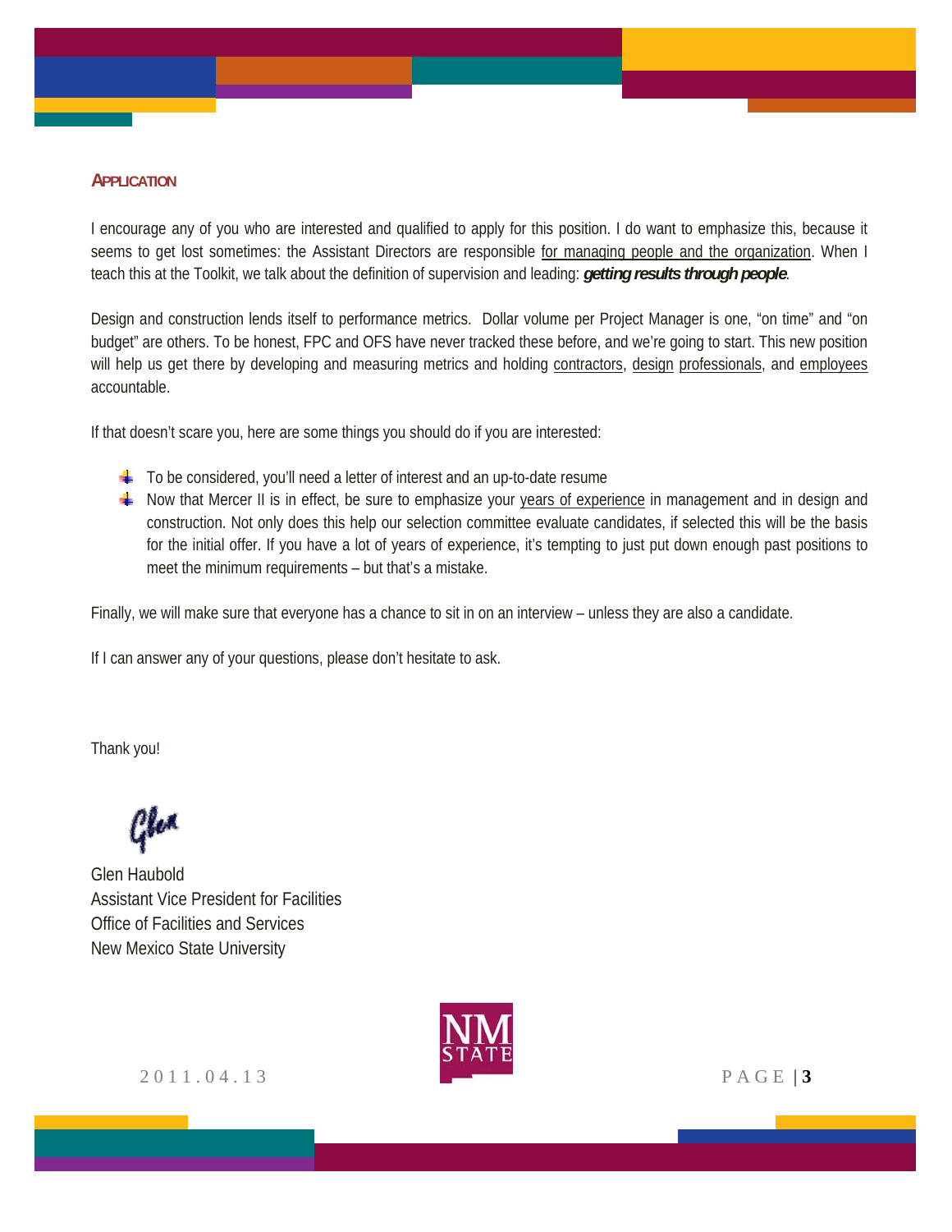## Application

I encourage any of you who are interested and qualified to apply for this position. I do want to emphasize this, because it seems to get lost sometimes: the Assistant Directors are responsible for managing people and the organization. When I teach this at the Toolkit, we talk about the definition of supervision and leading: ***getting results through people***.

Design and construction lends itself to performance metrics. Dollar volume per Project Manager is one, "on time" and "on budget" are others. To be honest, FPC and OFS have never tracked these before, and we're going to start. This new position will help us get there by developing and measuring metrics and holding contractors, design professionals, and employees accountable.

If that doesn't scare you, here are some things you should do if you are interested:

- To be considered, you'll need a letter of interest and an up-to-date resume
- Now that Mercer II is in effect, be sure to emphasize your years of experience in management and in design and construction. Not only does this help our selection committee evaluate candidates, if selected this will be the basis for the initial offer. If you have a lot of years of experience, it's tempting to just put down enough past positions to meet the minimum requirements – but that's a mistake.

Finally, we will make sure that everyone has a chance to sit in on an interview – unless they are also a candidate.

If I can answer any of your questions, please don't hesitate to ask.

Thank you!

Glen

Glen Haubold
Assistant Vice President for Facilities
Office of Facilities and Services
New Mexico State University

2011.04.13